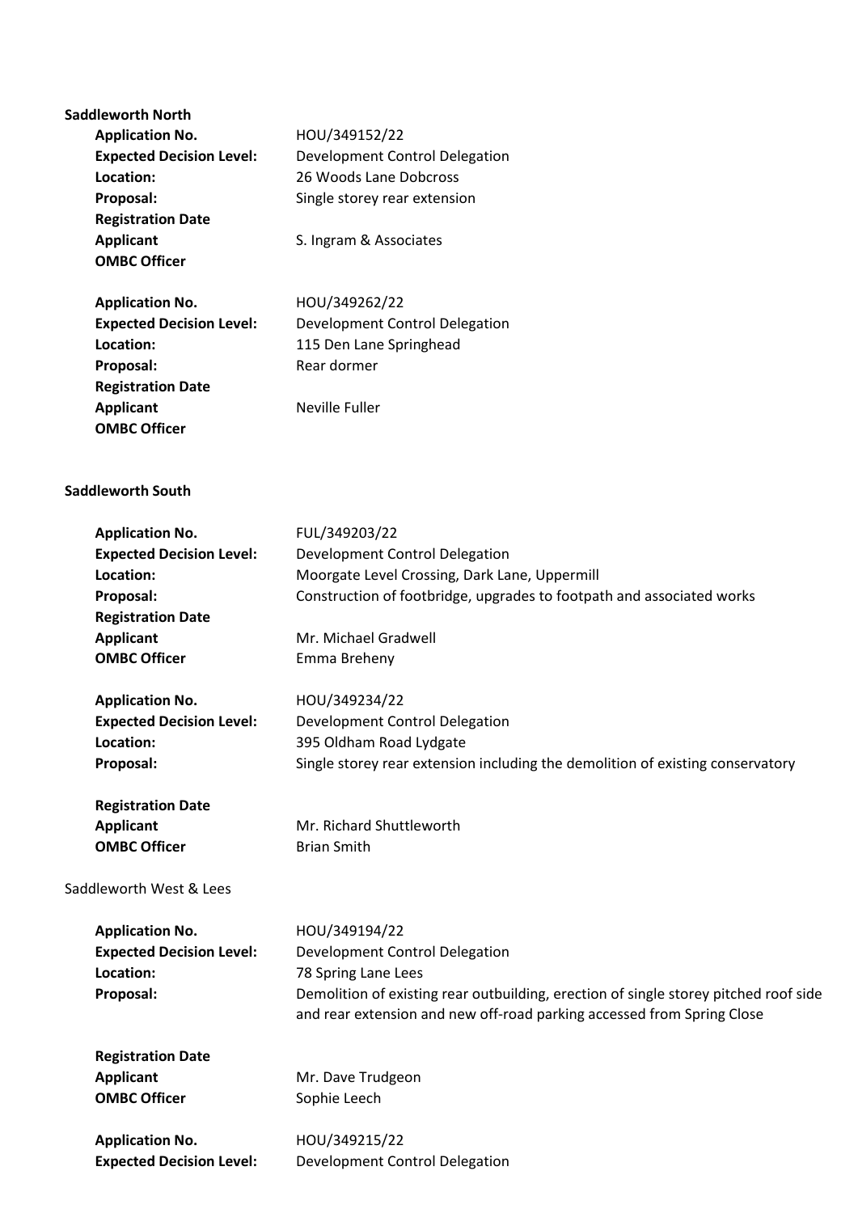**Saddleworth North**

| | |
|---|---|
| **Application No.** | HOU/349152/22 |
| **Expected Decision Level:** | Development Control Delegation |
| **Location:** | 26 Woods Lane Dobcross |
| **Proposal:** | Single storey rear extension |
| **Registration Date** | |
| **Applicant** | S. Ingram & Associates |
| **OMBC Officer** | |

| | |
|---|---|
| **Application No.** | HOU/349262/22 |
| **Expected Decision Level:** | Development Control Delegation |
| **Location:** | 115 Den Lane Springhead |
| **Proposal:** | Rear dormer |
| **Registration Date** | |
| **Applicant** | Neville Fuller |
| **OMBC Officer** | |

**Saddleworth South**

| | |
|---|---|
| **Application No.** | FUL/349203/22 |
| **Expected Decision Level:** | Development Control Delegation |
| **Location:** | Moorgate Level Crossing, Dark Lane, Uppermill |
| **Proposal:** | Construction of footbridge, upgrades to footpath and associated works |
| **Registration Date** | |
| **Applicant** | Mr. Michael Gradwell |
| **OMBC Officer** | Emma Breheny |

| | |
|---|---|
| **Application No.** | HOU/349234/22 |
| **Expected Decision Level:** | Development Control Delegation |
| **Location:** | 395 Oldham Road Lydgate |
| **Proposal:** | Single storey rear extension including the demolition of existing conservatory |
| **Registration Date** | |
| **Applicant** | Mr. Richard Shuttleworth |
| **OMBC Officer** | Brian Smith |

Saddleworth West & Lees

| | |
|---|---|
| **Application No.** | HOU/349194/22 |
| **Expected Decision Level:** | Development Control Delegation |
| **Location:** | 78 Spring Lane Lees |
| **Proposal:** | Demolition of existing rear outbuilding, erection of single storey pitched roof side and rear extension and new off-road parking accessed from Spring Close |
| **Registration Date** | |
| **Applicant** | Mr. Dave Trudgeon |
| **OMBC Officer** | Sophie Leech |

| | |
|---|---|
| **Application No.** | HOU/349215/22 |
| **Expected Decision Level:** | Development Control Delegation |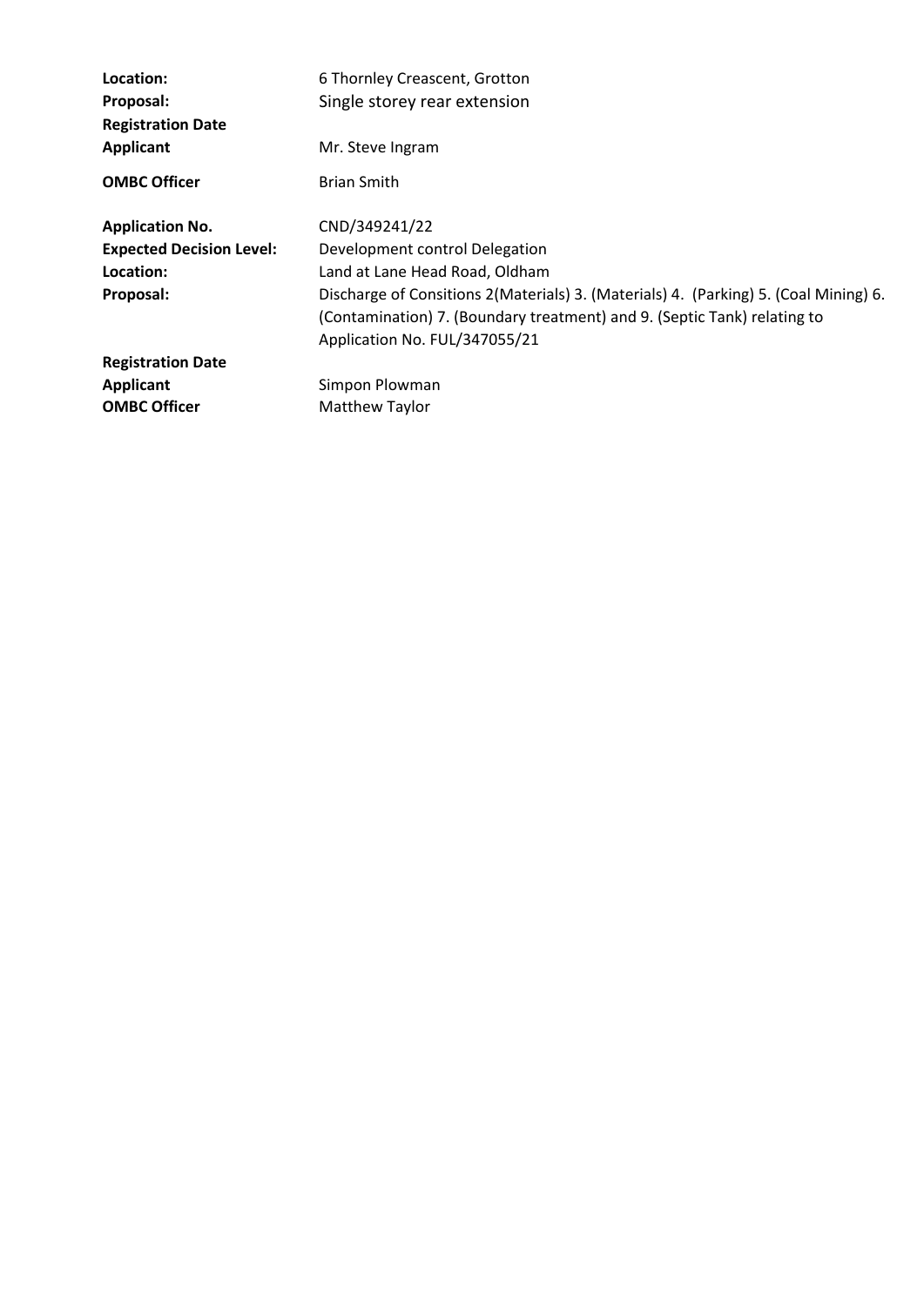| | |
|---|---|
| **Location:** | 6 Thornley Creascent, Grotton |
| **Proposal:** | Single storey rear extension |
| **Registration Date** | |
| **Applicant** | Mr. Steve Ingram |
| **OMBC Officer** | Brian Smith |

| | |
|---|---|
| **Application No.** | CND/349241/22 |
| **Expected Decision Level:** | Development control Delegation |
| **Location:** | Land at Lane Head Road, Oldham |
| **Proposal:** | Discharge of Consitions 2(Materials) 3. (Materials) 4. (Parking) 5. (Coal Mining) 6. (Contamination) 7. (Boundary treatment) and 9. (Septic Tank) relating to Application No. FUL/347055/21 |
| **Registration Date** | |
| **Applicant** | Simpon Plowman |
| **OMBC Officer** | Matthew Taylor |